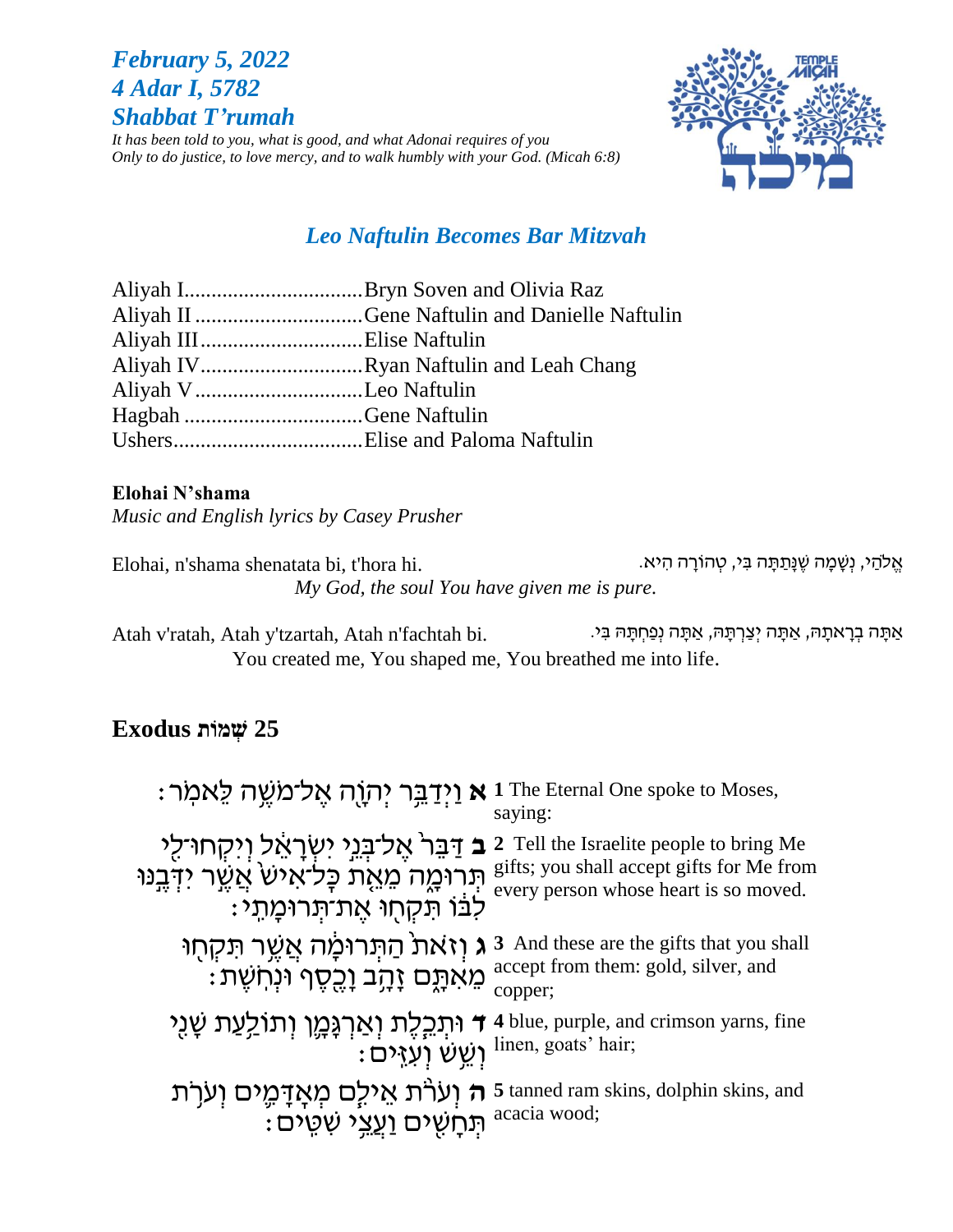***February 5, 2022***
***4 Adar I, 5782***
***Shabbat T'rumah***

*It has been told to you, what is good, and what Adonai requires of you*
*Only to do justice, to love mercy, and to walk humbly with your God. (Micah 6:8)*

## *Leo Naftulin Becomes Bar Mitzvah*

Aliyah I..................................Bryn Soven and Olivia Raz
Aliyah II ................................Gene Naftulin and Danielle Naftulin
Aliyah III...............................Elise Naftulin
Aliyah IV...............................Ryan Naftulin and Leah Chang
Aliyah V ................................Leo Naftulin
Hagbah ..................................Gene Naftulin
Ushers....................................Elise and Paloma Naftulin

**Elohai N'shama**
*Music and English lyrics by Casey Prusher*

Elohai, n'shama shenatata bi, t'hora hi. — אֱלֹהַי, נְשָׁמָה שֶׁנָּתַתָּה בִּי, טְהוֹרָה הִיא.

*My God, the soul You have given me is pure.*

Atah v'ratah, Atah y'tzartah, Atah n'fachtah bi. — אַתָּה בְרָאתָהּ, אַתָּה יְצַרְתָּהּ, אַתָּה נְפַחְתָּהּ בִּי.

You created me, You shaped me, You breathed me into life.

## Exodus שְׁמוֹת 25

| | |
|---|---|
| **א** וַיְדַבֵּר יְהֹוָה אֶל־מֹשֶׁה לֵּאמֹר׃ | **1** The Eternal One spoke to Moses, saying: |
| **ב** דַּבֵּר֙ אֶל־בְּנֵ֣י יִשְׂרָאֵ֔ל וְיִקְחוּ־לִ֖י תְּרוּמָ֑ה מֵאֵ֤ת כָּל־אִישׁ֙ אֲשֶׁ֣ר יִדְּבֶ֣נּוּ לִבּ֔וֹ תִּקְח֖וּ אֶת־תְּרוּמָתִֽי׃ | **2** Tell the Israelite people to bring Me gifts; you shall accept gifts for Me from every person whose heart is so moved. |
| **ג** וְזֹאת֙ הַתְּרוּמָ֔ה אֲשֶׁ֥ר תִּקְח֖וּ מֵאִתָּ֑ם זָהָ֥ב וָכֶ֖סֶף וּנְחֹֽשֶׁת׃ | **3** And these are the gifts that you shall accept from them: gold, silver, and copper; |
| **ד** וּתְכֵ֧לֶת וְאַרְגָּמָ֛ן וְתוֹלַ֥עַת שָׁנִ֖י וְשֵׁ֥שׁ וְעִזִּֽים׃ | **4** blue, purple, and crimson yarns, fine linen, goats' hair; |
| **ה** וְעֹרֹ֨ת אֵילִ֧ם מְאָדָּמִ֛ים וְעֹרֹ֥ת תְּחָשִׁ֖ים וַעֲצֵ֥י שִׁטִּֽים׃ | **5** tanned ram skins, dolphin skins, and acacia wood; |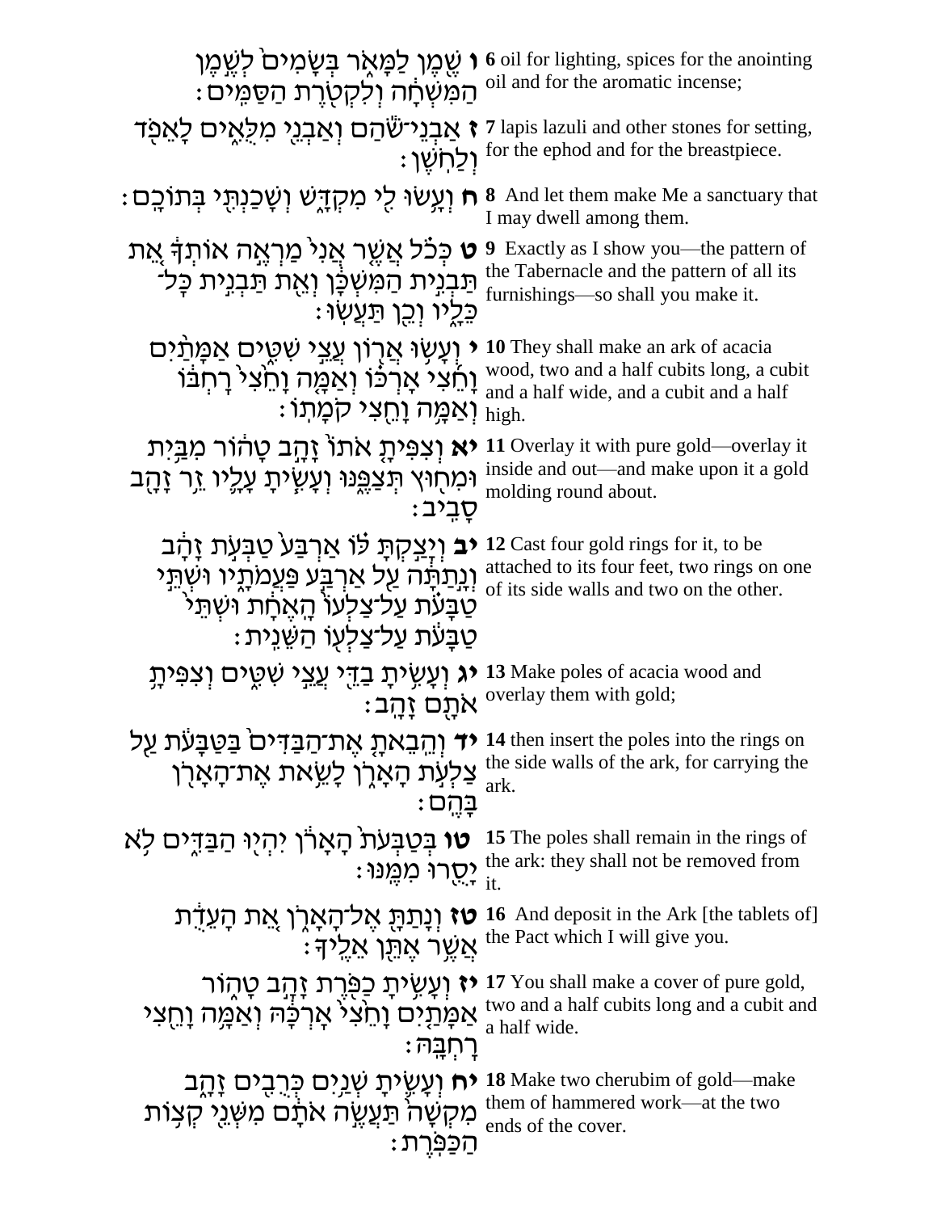| | |
|---|---|
| **ו** שֶׁמֶן לַמָּאֹר בְּשָׂמִים לְשֶׁמֶן הַמִּשְׁחָה וְלִקְטֹרֶת הַסַּמִּים׃ | **6** oil for lighting, spices for the anointing oil and for the aromatic incense; |
| **ז** אַבְנֵי־שֹׁהַם וְאַבְנֵי מִלֻּאִים לָאֵפֹד וְלַחֹשֶׁן׃ | **7** lapis lazuli and other stones for setting, for the ephod and for the breastpiece. |
| **ח** וְעָשׂוּ לִי מִקְדָּשׁ וְשָׁכַנְתִּי בְּתוֹכָם׃ | **8** And let them make Me a sanctuary that I may dwell among them. |
| **ט** כְּכֹל אֲשֶׁר אֲנִי מַרְאֶה אוֹתְךָ אֵת תַּבְנִית הַמִּשְׁכָּן וְאֵת תַּבְנִית כָּל־כֵּלָיו וְכֵן תַּעֲשׂוּ׃ | **9** Exactly as I show you—the pattern of the Tabernacle and the pattern of all its furnishings—so shall you make it. |
| **י** וְעָשׂוּ אֲרוֹן עֲצֵי שִׁטִּים אַמָּתַיִם וָחֵצִי אָרְכּוֹ וְאַמָּה וָחֵצִי רָחְבּוֹ וְאַמָּה וָחֵצִי קֹמָתוֹ׃ | **10** They shall make an ark of acacia wood, two and a half cubits long, a cubit and a half wide, and a cubit and a half high. |
| **יא** וְצִפִּיתָ אֹתוֹ זָהָב טָהוֹר מִבַּיִת וּמִחוּץ תְּצַפֶּנּוּ וְעָשִׂיתָ עָלָיו זֵר זָהָב סָבִיב׃ | **11** Overlay it with pure gold—overlay it inside and out—and make upon it a gold molding round about. |
| **יב** וְיָצַקְתָּ לּוֹ אַרְבַּע טַבְּעֹת זָהָב וְנָתַתָּה עַל אַרְבַּע פַּעֲמֹתָיו וּשְׁתֵּי טַבָּעֹת עַל־צַלְעוֹ הָאֶחָת וּשְׁתֵּי טַבָּעֹת עַל־צַלְעוֹ הַשֵּׁנִית׃ | **12** Cast four gold rings for it, to be attached to its four feet, two rings on one of its side walls and two on the other. |
| **יג** וְעָשִׂיתָ בַדֵּי עֲצֵי שִׁטִּים וְצִפִּיתָ אֹתָם זָהָב׃ | **13** Make poles of acacia wood and overlay them with gold; |
| **יד** וְהֵבֵאתָ אֶת־הַבַּדִּים בַּטַּבָּעֹת עַל צַלְעֹת הָאָרֹן לָשֵׂאת אֶת־הָאָרֹן בָּהֶם׃ | **14** then insert the poles into the rings on the side walls of the ark, for carrying the ark. |
| **טו** בְּטַבְּעֹת הָאָרֹן יִהְיוּ הַבַּדִּים לֹא יָסֻרוּ מִמֶּנּוּ׃ | **15** The poles shall remain in the rings of the ark: they shall not be removed from it. |
| **טז** וְנָתַתָּ אֶל־הָאָרֹן אֵת הָעֵדֻת אֲשֶׁר אֶתֵּן אֵלֶיךָ׃ | **16** And deposit in the Ark [the tablets of] the Pact which I will give you. |
| **יז** וְעָשִׂיתָ כַפֹּרֶת זָהָב טָהוֹר אַמָּתַיִם וָחֵצִי אָרְכָּהּ וְאַמָּה וָחֵצִי רָחְבָּהּ׃ | **17** You shall make a cover of pure gold, two and a half cubits long and a cubit and a half wide. |
| **יח** וְעָשִׂיתָ שְׁנַיִם כְּרֻבִים זָהָב מִקְשָׁה תַּעֲשֶׂה אֹתָם מִשְּׁנֵי קְצוֹת הַכַּפֹּרֶת׃ | **18** Make two cherubim of gold—make them of hammered work—at the two ends of the cover. |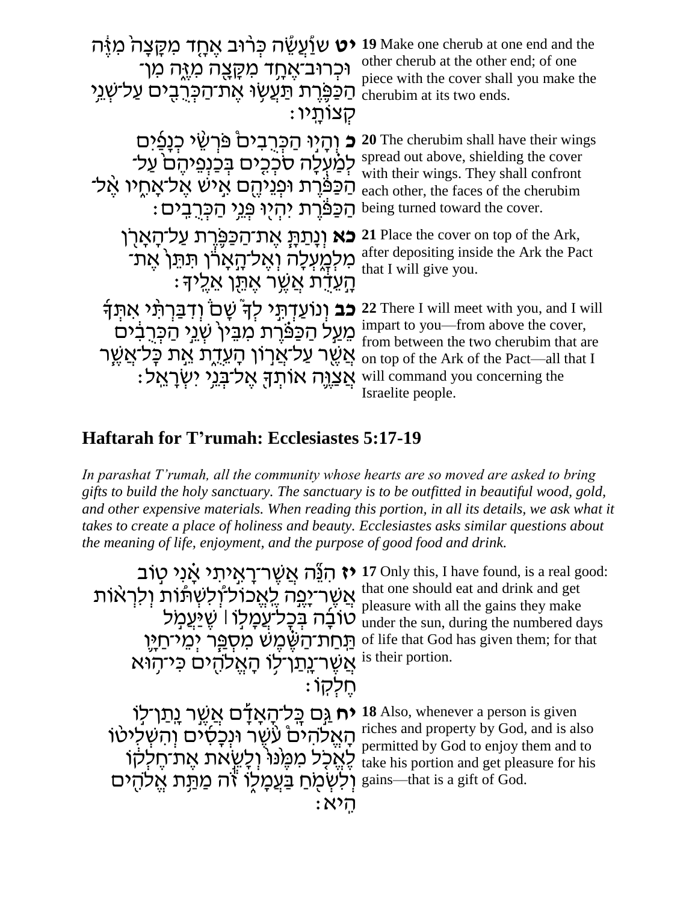| | |
|---|---|
| **יט** שַׁעֲשֵׂה כְּרוּב אֶחָד מִקָּצָה מִזֶּה וּכְרוּב־אֶחָד מִקָּצָה מִזֶּה מִן־הַכַּפֹּרֶת תַּעֲשׂוּ אֶת־הַכְּרֻבִים עַל־שְׁנֵי קְצוֹתָיו׃ | **19** Make one cherub at one end and the other cherub at the other end; of one piece with the cover shall you make the cherubim at its two ends. |
| **כ** וְהָיוּ הַכְּרֻבִים פֹּרְשֵׂי כְנָפַיִם לְמַעְלָה סֹכְכִים בְּכַנְפֵיהֶם עַל־הַכַּפֹּרֶת וּפְנֵיהֶם אִישׁ אֶל־אָחִיו אֶל־הַכַּפֹּרֶת יִהְיוּ פְּנֵי הַכְּרֻבִים׃ | **20** The cherubim shall have their wings spread out above, shielding the cover with their wings. They shall confront each other, the faces of the cherubim being turned toward the cover. |
| **כא** וְנָתַתָּ אֶת־הַכַּפֹּרֶת עַל־הָאָרֹן מִלְמָעְלָה וְאֶל־הָאָרֹן תִּתֵּן אֶת־הָעֵדֻת אֲשֶׁר אֶתֵּן אֵלֶיךָ׃ | **21** Place the cover on top of the Ark, after depositing inside the Ark the Pact that I will give you. |
| **כב** וְנוֹעַדְתִּי לְךָ שָׁם וְדִבַּרְתִּי אִתְּךָ מֵעַל הַכַּפֹּרֶת מִבֵּין שְׁנֵי הַכְּרֻבִים אֲשֶׁר עַל־אֲרוֹן הָעֵדֻת אֵת כָּל־אֲשֶׁר אֲצַוֶּה אוֹתְךָ אֶל־בְּנֵי יִשְׂרָאֵל׃ | **22** There I will meet with you, and I will impart to you—from above the cover, from between the two cherubim that are on top of the Ark of the Pact—all that I will command you concerning the Israelite people. |

## Haftarah for T'rumah: Ecclesiastes 5:17-19

*In parashat T'rumah, all the community whose hearts are so moved are asked to bring gifts to build the holy sanctuary. The sanctuary is to be outfitted in beautiful wood, gold, and other expensive materials. When reading this portion, in all its details, we ask what it takes to create a place of holiness and beauty. Ecclesiastes asks similar questions about the meaning of life, enjoyment, and the purpose of good food and drink.*

| | |
|---|---|
| **יז** הִנֵּה אֲשֶׁר־רָאִיתִי אָנִי טוֹב אֲשֶׁר־יָפֶה לֶאֱכוֹל־וְלִשְׁתּוֹת וְלִרְאוֹת טוֹבָה בְּכָל־עֲמָלוֹ ׀ שֶׁיַּעֲמֹל תַּחַת־הַשֶּׁמֶשׁ מִסְפַּר יְמֵי־חַיָּו אֲשֶׁר־נָתַן־לוֹ הָאֱלֹהִים כִּי־הוּא חֶלְקוֹ׃ | **17** Only this, I have found, is a real good: that one should eat and drink and get pleasure with all the gains they make under the sun, during the numbered days of life that God has given them; for that is their portion. |
| **יח** גַּם כָּל־הָאָדָם אֲשֶׁר נָתַן־לוֹ הָאֱלֹהִים עֹשֶׁר וּנְכָסִים וְהִשְׁלִיטוֹ לֶאֱכֹל מִמֶּנּוּ וְלָשֵׂאת אֶת־חֶלְקוֹ וְלִשְׂמֹחַ בַּעֲמָלוֹ זֹה מַתַּת אֱלֹהִים הִיא׃ | **18** Also, whenever a person is given riches and property by God, and is also permitted by God to enjoy them and to take his portion and get pleasure for his gains—that is a gift of God. |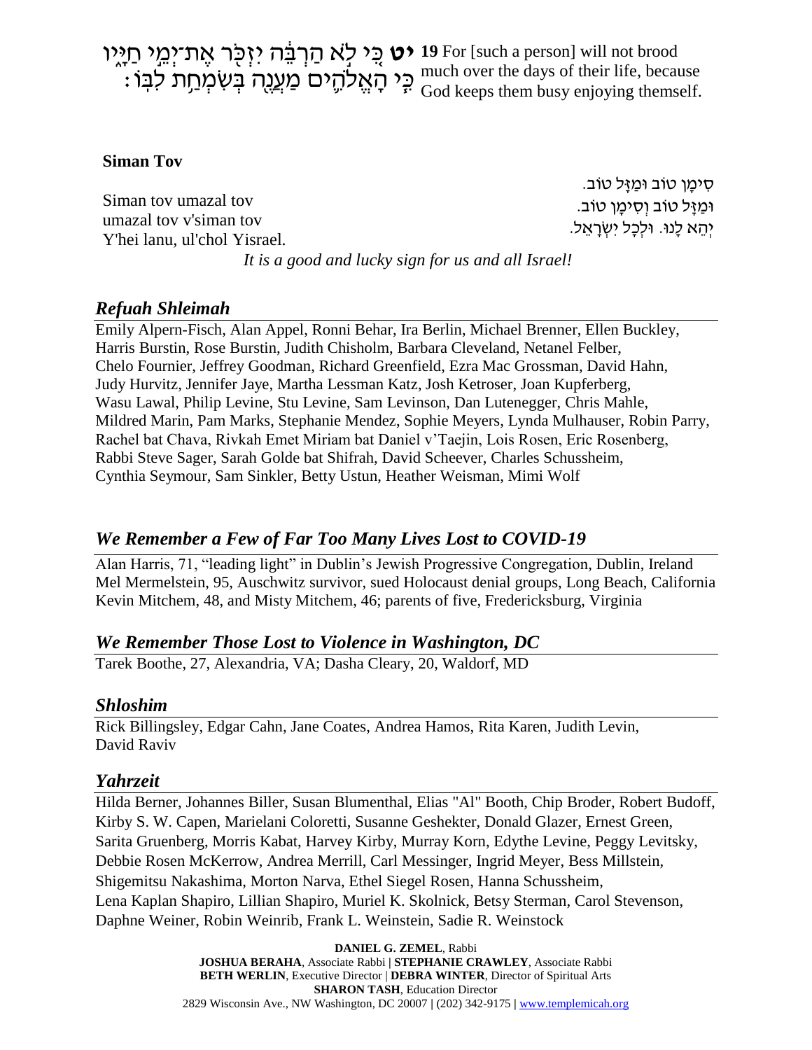**יט** כִּי לֹא הַרְבֵּה יִזְכֹּר אֶת־יְמֵי חַיָּיו כִּי הָאֱלֹהִים מַעֲנֶה בְּשִׂמְחַת לִבּוֹ׃

**19** For [such a person] will not brood much over the days of their life, because God keeps them busy enjoying themself.

**Siman Tov**

Siman tov umazal tov
umazal tov v'siman tov
Y'hei lanu, ul'chol Yisrael.

סִימָן טוֹב וּמַזָּל טוֹב.
וּמַזָּל טוֹב וְסִימָן טוֹב.
יְהֵא לָנוּ. וּלְכָל יִשְׂרָאֵל.

*It is a good and lucky sign for us and all Israel!*

## *Refuah Shleimah*

Emily Alpern-Fisch, Alan Appel, Ronni Behar, Ira Berlin, Michael Brenner, Ellen Buckley, Harris Burstin, Rose Burstin, Judith Chisholm, Barbara Cleveland, Netanel Felber, Chelo Fournier, Jeffrey Goodman, Richard Greenfield, Ezra Mac Grossman, David Hahn, Judy Hurvitz, Jennifer Jaye, Martha Lessman Katz, Josh Ketroser, Joan Kupferberg, Wasu Lawal, Philip Levine, Stu Levine, Sam Levinson, Dan Lutenegger, Chris Mahle, Mildred Marin, Pam Marks, Stephanie Mendez, Sophie Meyers, Lynda Mulhauser, Robin Parry, Rachel bat Chava, Rivkah Emet Miriam bat Daniel v'Taejin, Lois Rosen, Eric Rosenberg, Rabbi Steve Sager, Sarah Golde bat Shifrah, David Scheever, Charles Schussheim, Cynthia Seymour, Sam Sinkler, Betty Ustun, Heather Weisman, Mimi Wolf

## *We Remember a Few of Far Too Many Lives Lost to COVID-19*

Alan Harris, 71, "leading light" in Dublin's Jewish Progressive Congregation, Dublin, Ireland
Mel Mermelstein, 95, Auschwitz survivor, sued Holocaust denial groups, Long Beach, California
Kevin Mitchem, 48, and Misty Mitchem, 46; parents of five, Fredericksburg, Virginia

## *We Remember Those Lost to Violence in Washington, DC*

Tarek Boothe, 27, Alexandria, VA; Dasha Cleary, 20, Waldorf, MD

## *Shloshim*

Rick Billingsley, Edgar Cahn, Jane Coates, Andrea Hamos, Rita Karen, Judith Levin, David Raviv

## *Yahrzeit*

Hilda Berner, Johannes Biller, Susan Blumenthal, Elias "Al" Booth, Chip Broder, Robert Budoff, Kirby S. W. Capen, Marielani Coloretti, Susanne Geshekter, Donald Glazer, Ernest Green, Sarita Gruenberg, Morris Kabat, Harvey Kirby, Murray Korn, Edythe Levine, Peggy Levitsky, Debbie Rosen McKerrow, Andrea Merrill, Carl Messinger, Ingrid Meyer, Bess Millstein, Shigemitsu Nakashima, Morton Narva, Ethel Siegel Rosen, Hanna Schussheim, Lena Kaplan Shapiro, Lillian Shapiro, Muriel K. Skolnick, Betsy Sterman, Carol Stevenson, Daphne Weiner, Robin Weinrib, Frank L. Weinstein, Sadie R. Weinstock

**DANIEL G. ZEMEL**, Rabbi
**JOSHUA BERAHA**, Associate Rabbi | **STEPHANIE CRAWLEY**, Associate Rabbi
**BETH WERLIN**, Executive Director | **DEBRA WINTER**, Director of Spiritual Arts
**SHARON TASH**, Education Director
2829 Wisconsin Ave., NW Washington, DC 20007 | (202) 342-9175 | www.templemicah.org